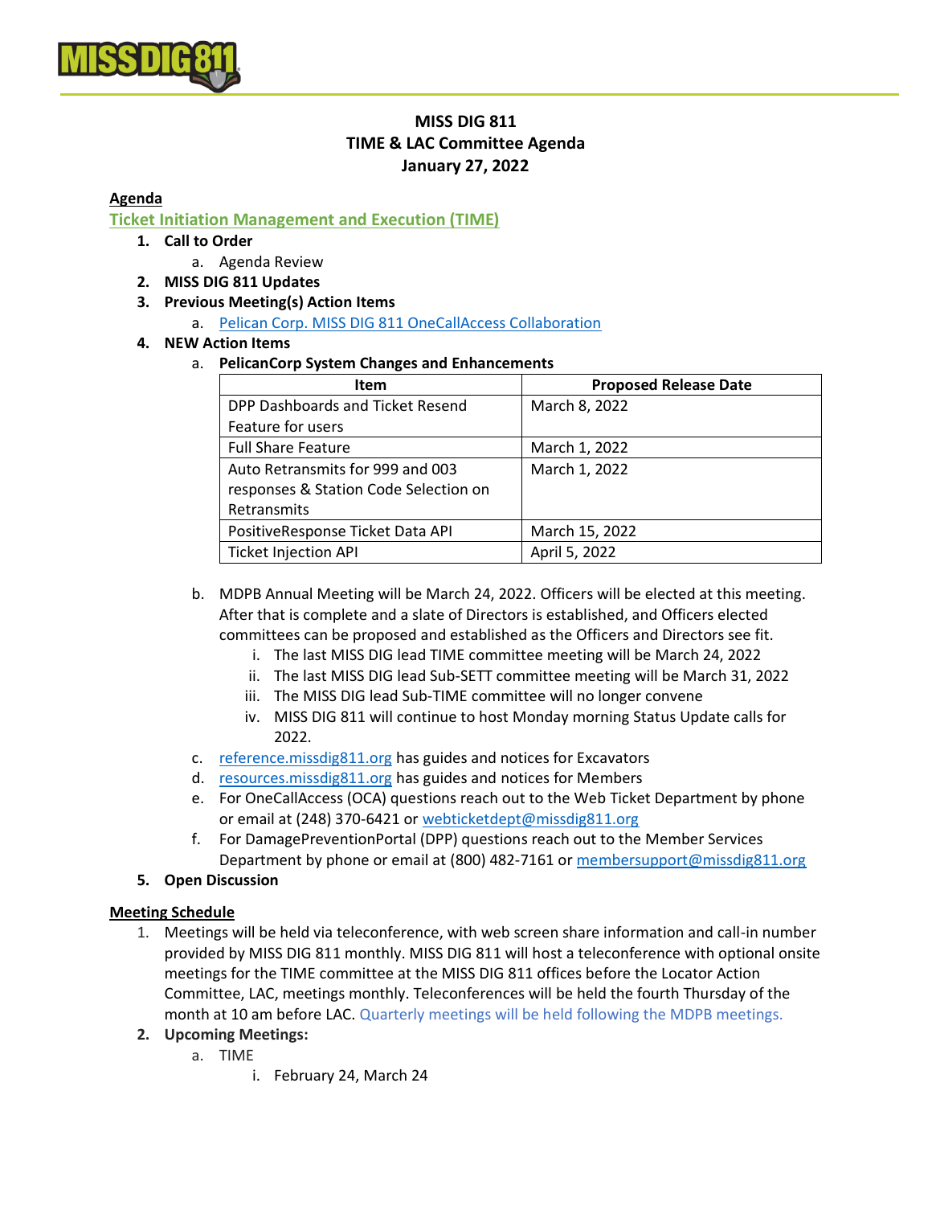# MISS DIG 811
# TIME & LAC Committee Agenda
# January 27, 2022

**Agenda**

## Ticket Initiation Management and Execution (TIME)

1. **Call to Order**
   a. Agenda Review
2. **MISS DIG 811 Updates**
3. **Previous Meeting(s) Action Items**
   a. Pelican Corp. MISS DIG 811 OneCallAccess Collaboration
4. **NEW Action Items**
   a. **PelicanCorp System Changes and Enhancements**

| Item | Proposed Release Date |
|---|---|
| DPP Dashboards and Ticket Resend Feature for users | March 8, 2022 |
| Full Share Feature | March 1, 2022 |
| Auto Retransmits for 999 and 003 responses & Station Code Selection on Retransmits | March 1, 2022 |
| PositiveResponse Ticket Data API | March 15, 2022 |
| Ticket Injection API | April 5, 2022 |

   b. MDPB Annual Meeting will be March 24, 2022. Officers will be elected at this meeting. After that is complete and a slate of Directors is established, and Officers elected committees can be proposed and established as the Officers and Directors see fit.
      i. The last MISS DIG lead TIME committee meeting will be March 24, 2022
      ii. The last MISS DIG lead Sub-SETT committee meeting will be March 31, 2022
      iii. The MISS DIG lead Sub-TIME committee will no longer convene
      iv. MISS DIG 811 will continue to host Monday morning Status Update calls for 2022.
   c. reference.missdig811.org has guides and notices for Excavators
   d. resources.missdig811.org has guides and notices for Members
   e. For OneCallAccess (OCA) questions reach out to the Web Ticket Department by phone or email at (248) 370-6421 or webticketdept@missdig811.org
   f. For DamagePreventionPortal (DPP) questions reach out to the Member Services Department by phone or email at (800) 482-7161 or membersupport@missdig811.org
5. **Open Discussion**

**Meeting Schedule**

1. Meetings will be held via teleconference, with web screen share information and call-in number provided by MISS DIG 811 monthly. MISS DIG 811 will host a teleconference with optional onsite meetings for the TIME committee at the MISS DIG 811 offices before the Locator Action Committee, LAC, meetings monthly. Teleconferences will be held the fourth Thursday of the month at 10 am before LAC. Quarterly meetings will be held following the MDPB meetings.
2. **Upcoming Meetings:**
   a. TIME
      i. February 24, March 24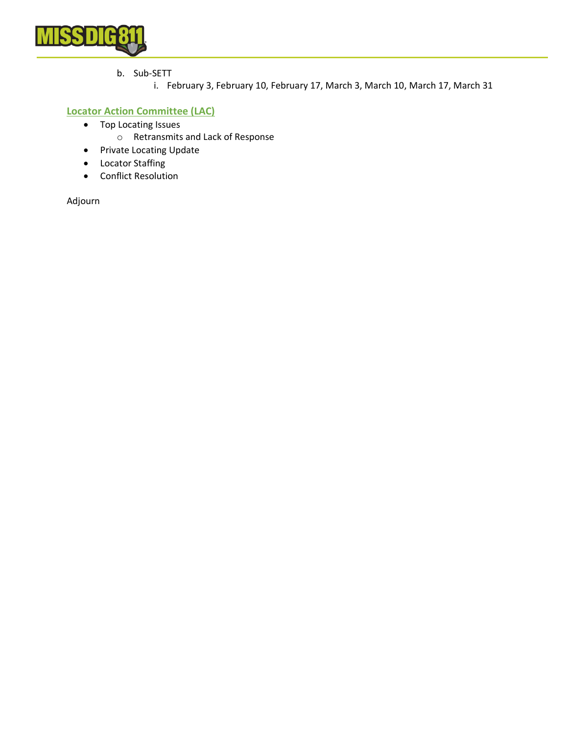b. Sub-SETT
      i. February 3, February 10, February 17, March 3, March 10, March 17, March 31

## Locator Action Committee (LAC)

- Top Locating Issues
  - Retransmits and Lack of Response
- Private Locating Update
- Locator Staffing
- Conflict Resolution

Adjourn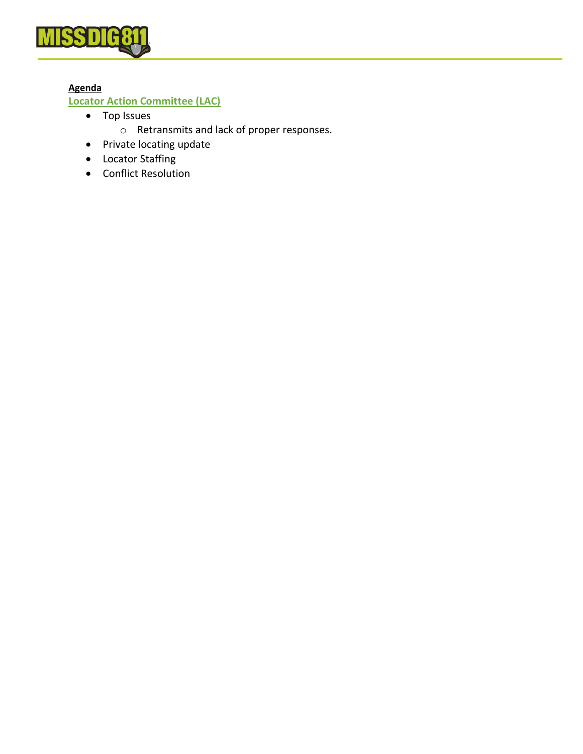**Agenda**

**Locator Action Committee (LAC)**

- Top Issues
  - Retransmits and lack of proper responses.
- Private locating update
- Locator Staffing
- Conflict Resolution